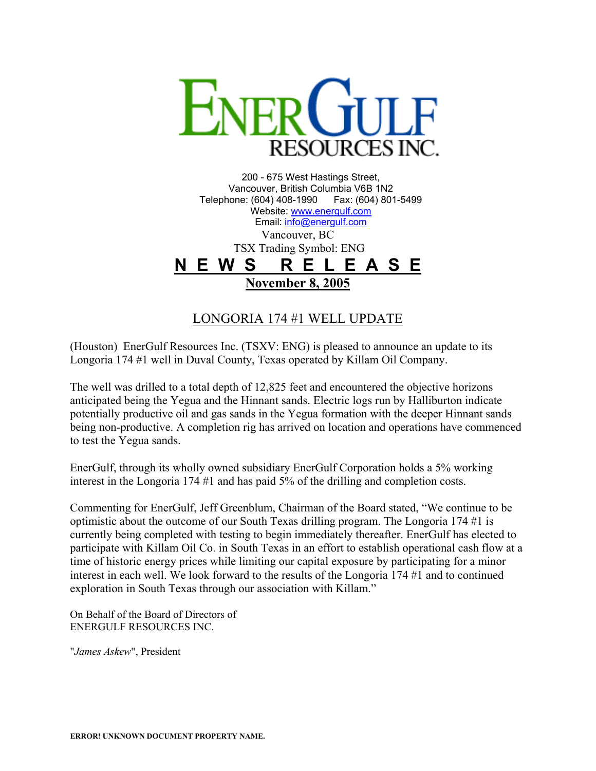# ENERGULF RESOURCES INC.

200 - 675 West Hastings Street,
Vancouver, British Columbia V6B 1N2
Telephone: (604) 408-1990 Fax: (604) 801-5499
Website: www.energulf.com
Email: info@energulf.com

Vancouver, BC
TSX Trading Symbol: ENG

## NEWS RELEASE

**November 8, 2005**

### LONGORIA 174 #1 WELL UPDATE

(Houston) EnerGulf Resources Inc. (TSXV: ENG) is pleased to announce an update to its Longoria 174 #1 well in Duval County, Texas operated by Killam Oil Company.

The well was drilled to a total depth of 12,825 feet and encountered the objective horizons anticipated being the Yegua and the Hinnant sands. Electric logs run by Halliburton indicate potentially productive oil and gas sands in the Yegua formation with the deeper Hinnant sands being non-productive. A completion rig has arrived on location and operations have commenced to test the Yegua sands.

EnerGulf, through its wholly owned subsidiary EnerGulf Corporation holds a 5% working interest in the Longoria 174 #1 and has paid 5% of the drilling and completion costs.

Commenting for EnerGulf, Jeff Greenblum, Chairman of the Board stated, "We continue to be optimistic about the outcome of our South Texas drilling program. The Longoria 174 #1 is currently being completed with testing to begin immediately thereafter. EnerGulf has elected to participate with Killam Oil Co. in South Texas in an effort to establish operational cash flow at a time of historic energy prices while limiting our capital exposure by participating for a minor interest in each well. We look forward to the results of the Longoria 174 #1 and to continued exploration in South Texas through our association with Killam."

On Behalf of the Board of Directors of
ENERGULF RESOURCES INC.

"*James Askew*", President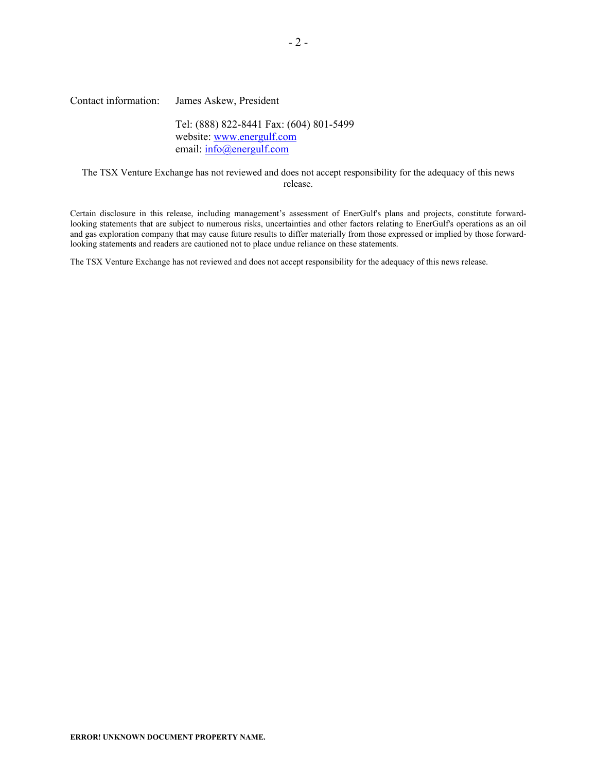Contact information: James Askew, President

Tel: (888) 822-8441 Fax: (604) 801-5499
website: www.energulf.com
email: info@energulf.com

The TSX Venture Exchange has not reviewed and does not accept responsibility for the adequacy of this news release.

Certain disclosure in this release, including management's assessment of EnerGulf's plans and projects, constitute forward-looking statements that are subject to numerous risks, uncertainties and other factors relating to EnerGulf's operations as an oil and gas exploration company that may cause future results to differ materially from those expressed or implied by those forward-looking statements and readers are cautioned not to place undue reliance on these statements.

The TSX Venture Exchange has not reviewed and does not accept responsibility for the adequacy of this news release.

**ERROR! UNKNOWN DOCUMENT PROPERTY NAME.**